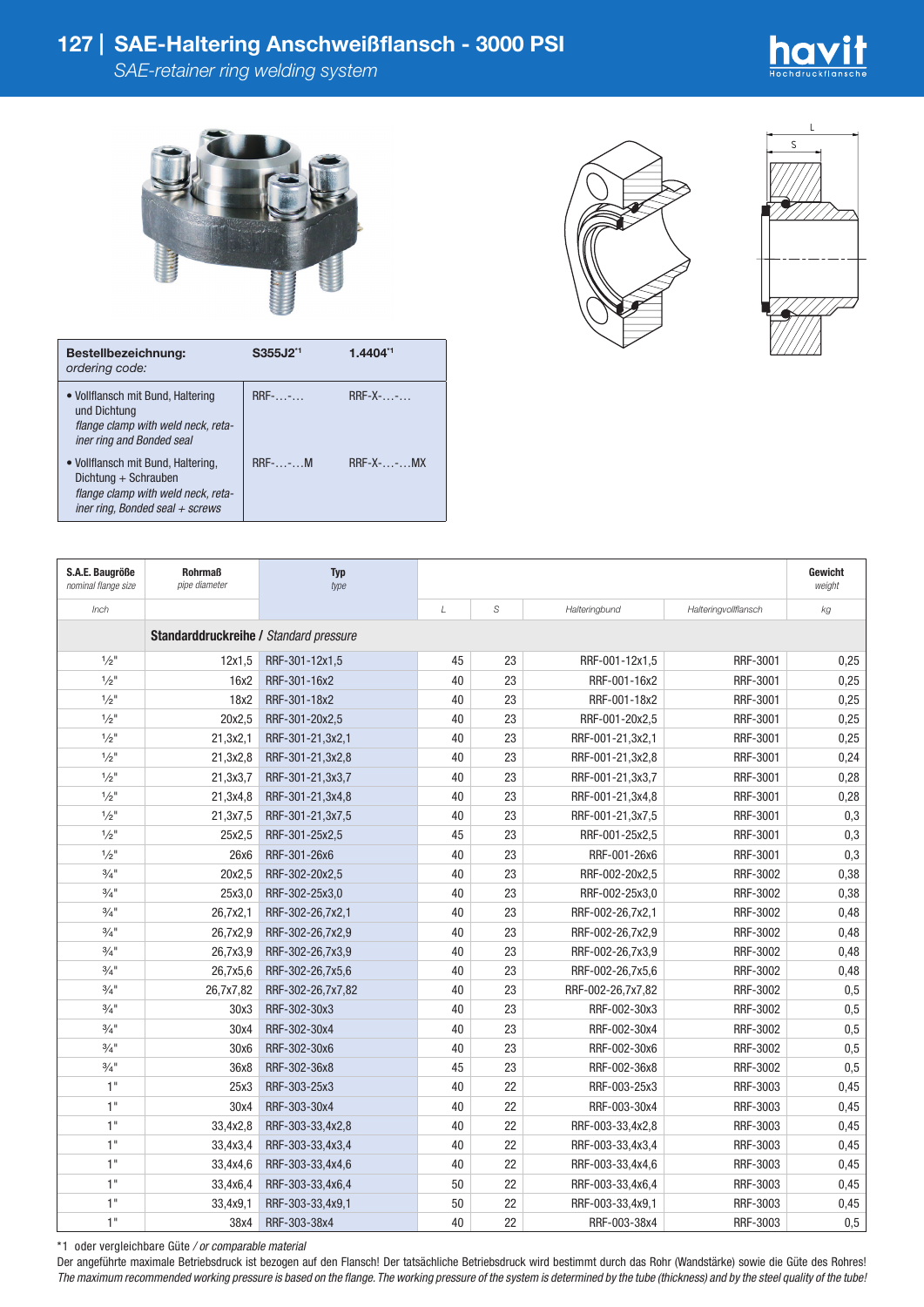# 127 | SAE-Haltering Anschweißflansch - 3000 PSI

*SAE-retainer ring welding system*

| **Bestellbezeichnung:** *ordering code:* | **S355J2**[1] | **1.4404**[1] |
|---|---|---|
| • Vollflansch mit Bund, Haltering und Dichtung *flange clamp with weld neck, retainer ring and Bonded seal* | RRF-…-… | RRF-X-…-… |
| • Vollflansch mit Bund, Haltering, Dichtung + Schrauben *flange clamp with weld neck, retainer ring, Bonded seal + screws* | RRF-…-…M | RRF-X-…-…MX |

| S.A.E. Baugröße *nominal flange size* | Rohrmaß *pipe diameter* | Typ *type* | | | | | Gewicht *weight* |
|---|---|---|---|---|---|---|---|
| Inch | | | L | S | Halteringbund | Halteringvollflansch | kg |
| | **Standarddruckreihe /** *Standard pressure* | | | | | | |
| ½" | 12x1,5 | RRF-301-12x1,5 | 45 | 23 | RRF-001-12x1,5 | RRF-3001 | 0,25 |
| ½" | 16x2 | RRF-301-16x2 | 40 | 23 | RRF-001-16x2 | RRF-3001 | 0,25 |
| ½" | 18x2 | RRF-301-18x2 | 40 | 23 | RRF-001-18x2 | RRF-3001 | 0,25 |
| ½" | 20x2,5 | RRF-301-20x2,5 | 40 | 23 | RRF-001-20x2,5 | RRF-3001 | 0,25 |
| ½" | 21,3x2,1 | RRF-301-21,3x2,1 | 40 | 23 | RRF-001-21,3x2,1 | RRF-3001 | 0,25 |
| ½" | 21,3x2,8 | RRF-301-21,3x2,8 | 40 | 23 | RRF-001-21,3x2,8 | RRF-3001 | 0,24 |
| ½" | 21,3x3,7 | RRF-301-21,3x3,7 | 40 | 23 | RRF-001-21,3x3,7 | RRF-3001 | 0,28 |
| ½" | 21,3x4,8 | RRF-301-21,3x4,8 | 40 | 23 | RRF-001-21,3x4,8 | RRF-3001 | 0,28 |
| ½" | 21,3x7,5 | RRF-301-21,3x7,5 | 40 | 23 | RRF-001-21,3x7,5 | RRF-3001 | 0,3 |
| ½" | 25x2,5 | RRF-301-25x2,5 | 45 | 23 | RRF-001-25x2,5 | RRF-3001 | 0,3 |
| ½" | 26x6 | RRF-301-26x6 | 40 | 23 | RRF-001-26x6 | RRF-3001 | 0,3 |
| ¾" | 20x2,5 | RRF-302-20x2,5 | 40 | 23 | RRF-002-20x2,5 | RRF-3002 | 0,38 |
| ¾" | 25x3,0 | RRF-302-25x3,0 | 40 | 23 | RRF-002-25x3,0 | RRF-3002 | 0,38 |
| ¾" | 26,7x2,1 | RRF-302-26,7x2,1 | 40 | 23 | RRF-002-26,7x2,1 | RRF-3002 | 0,48 |
| ¾" | 26,7x2,9 | RRF-302-26,7x2,9 | 40 | 23 | RRF-002-26,7x2,9 | RRF-3002 | 0,48 |
| ¾" | 26,7x3,9 | RRF-302-26,7x3,9 | 40 | 23 | RRF-002-26,7x3,9 | RRF-3002 | 0,48 |
| ¾" | 26,7x5,6 | RRF-302-26,7x5,6 | 40 | 23 | RRF-002-26,7x5,6 | RRF-3002 | 0,48 |
| ¾" | 26,7x7,82 | RRF-302-26,7x7,82 | 40 | 23 | RRF-002-26,7x7,82 | RRF-3002 | 0,5 |
| ¾" | 30x3 | RRF-302-30x3 | 40 | 23 | RRF-002-30x3 | RRF-3002 | 0,5 |
| ¾" | 30x4 | RRF-302-30x4 | 40 | 23 | RRF-002-30x4 | RRF-3002 | 0,5 |
| ¾" | 30x6 | RRF-302-30x6 | 40 | 23 | RRF-002-30x6 | RRF-3002 | 0,5 |
| ¾" | 36x8 | RRF-302-36x8 | 45 | 23 | RRF-002-36x8 | RRF-3002 | 0,5 |
| 1" | 25x3 | RRF-303-25x3 | 40 | 22 | RRF-003-25x3 | RRF-3003 | 0,45 |
| 1" | 30x4 | RRF-303-30x4 | 40 | 22 | RRF-003-30x4 | RRF-3003 | 0,45 |
| 1" | 33,4x2,8 | RRF-303-33,4x2,8 | 40 | 22 | RRF-003-33,4x2,8 | RRF-3003 | 0,45 |
| 1" | 33,4x3,4 | RRF-303-33,4x3,4 | 40 | 22 | RRF-003-33,4x3,4 | RRF-3003 | 0,45 |
| 1" | 33,4x4,6 | RRF-303-33,4x4,6 | 40 | 22 | RRF-003-33,4x4,6 | RRF-3003 | 0,45 |
| 1" | 33,4x6,4 | RRF-303-33,4x6,4 | 50 | 22 | RRF-003-33,4x6,4 | RRF-3003 | 0,45 |
| 1" | 33,4x9,1 | RRF-303-33,4x9,1 | 50 | 22 | RRF-003-33,4x9,1 | RRF-3003 | 0,45 |
| 1" | 38x4 | RRF-303-38x4 | 40 | 22 | RRF-003-38x4 | RRF-3003 | 0,5 |

*1 oder vergleichbare Güte */ or comparable material*

Der angeführte maximale Betriebsdruck ist bezogen auf den Flansch! Der tatsächliche Betriebsdruck wird bestimmt durch das Rohr (Wandstärke) sowie die Güte des Rohres!
*The maximum recommended working pressure is based on the flange. The working pressure of the system is determined by the tube (thickness) and by the steel quality of the tube!*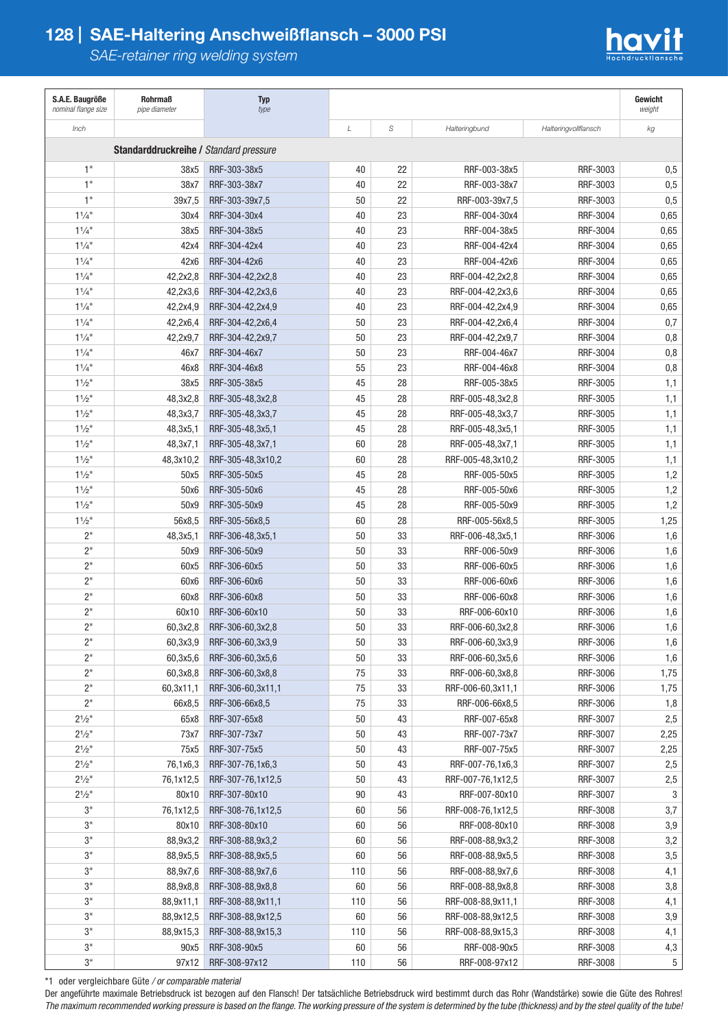# SAE-Haltering Anschweißflansch – 3000 PSI

*SAE-retainer ring welding system*

| S.A.E. Baugröße *nominal flange size* | Rohrmaß *pipe diameter* | Typ *type* | | | | | Gewicht *weight* |
|---|---|---|---|---|---|---|---|
| *Inch* | | | *L* | *S* | *Halteringbund* | *Halteringvollflansch* | *kg* |
| | **Standarddruckreihe** / *Standard pressure* | | | | | | |
| 1" | 38x5 | RRF-303-38x5 | 40 | 22 | RRF-003-38x5 | RRF-3003 | 0,5 |
| 1" | 38x7 | RRF-303-38x7 | 40 | 22 | RRF-003-38x7 | RRF-3003 | 0,5 |
| 1" | 39x7,5 | RRF-303-39x7,5 | 50 | 22 | RRF-003-39x7,5 | RRF-3003 | 0,5 |
| 1¼" | 30x4 | RRF-304-30x4 | 40 | 23 | RRF-004-30x4 | RRF-3004 | 0,65 |
| 1¼" | 38x5 | RRF-304-38x5 | 40 | 23 | RRF-004-38x5 | RRF-3004 | 0,65 |
| 1¼" | 42x4 | RRF-304-42x4 | 40 | 23 | RRF-004-42x4 | RRF-3004 | 0,65 |
| 1¼" | 42x6 | RRF-304-42x6 | 40 | 23 | RRF-004-42x6 | RRF-3004 | 0,65 |
| 1¼" | 42,2x2,8 | RRF-304-42,2x2,8 | 40 | 23 | RRF-004-42,2x2,8 | RRF-3004 | 0,65 |
| 1¼" | 42,2x3,6 | RRF-304-42,2x3,6 | 40 | 23 | RRF-004-42,2x3,6 | RRF-3004 | 0,65 |
| 1¼" | 42,2x4,9 | RRF-304-42,2x4,9 | 40 | 23 | RRF-004-42,2x4,9 | RRF-3004 | 0,65 |
| 1¼" | 42,2x6,4 | RRF-304-42,2x6,4 | 50 | 23 | RRF-004-42,2x6,4 | RRF-3004 | 0,7 |
| 1¼" | 42,2x9,7 | RRF-304-42,2x9,7 | 50 | 23 | RRF-004-42,2x9,7 | RRF-3004 | 0,8 |
| 1¼" | 46x7 | RRF-304-46x7 | 50 | 23 | RRF-004-46x7 | RRF-3004 | 0,8 |
| 1¼" | 46x8 | RRF-304-46x8 | 55 | 23 | RRF-004-46x8 | RRF-3004 | 0,8 |
| 1½" | 38x5 | RRF-305-38x5 | 45 | 28 | RRF-005-38x5 | RRF-3005 | 1,1 |
| 1½" | 48,3x2,8 | RRF-305-48,3x2,8 | 45 | 28 | RRF-005-48,3x2,8 | RRF-3005 | 1,1 |
| 1½" | 48,3x3,7 | RRF-305-48,3x3,7 | 45 | 28 | RRF-005-48,3x3,7 | RRF-3005 | 1,1 |
| 1½" | 48,3x5,1 | RRF-305-48,3x5,1 | 45 | 28 | RRF-005-48,3x5,1 | RRF-3005 | 1,1 |
| 1½" | 48,3x7,1 | RRF-305-48,3x7,1 | 60 | 28 | RRF-005-48,3x7,1 | RRF-3005 | 1,1 |
| 1½" | 48,3x10,2 | RRF-305-48,3x10,2 | 60 | 28 | RRF-005-48,3x10,2 | RRF-3005 | 1,1 |
| 1½" | 50x5 | RRF-305-50x5 | 45 | 28 | RRF-005-50x5 | RRF-3005 | 1,2 |
| 1½" | 50x6 | RRF-305-50x6 | 45 | 28 | RRF-005-50x6 | RRF-3005 | 1,2 |
| 1½" | 50x9 | RRF-305-50x9 | 45 | 28 | RRF-005-50x9 | RRF-3005 | 1,2 |
| 1½" | 56x8,5 | RRF-305-56x8,5 | 60 | 28 | RRF-005-56x8,5 | RRF-3005 | 1,25 |
| 2" | 48,3x5,1 | RRF-306-48,3x5,1 | 50 | 33 | RRF-006-48,3x5,1 | RRF-3006 | 1,6 |
| 2" | 50x9 | RRF-306-50x9 | 50 | 33 | RRF-006-50x9 | RRF-3006 | 1,6 |
| 2" | 60x5 | RRF-306-60x5 | 50 | 33 | RRF-006-60x5 | RRF-3006 | 1,6 |
| 2" | 60x6 | RRF-306-60x6 | 50 | 33 | RRF-006-60x6 | RRF-3006 | 1,6 |
| 2" | 60x8 | RRF-306-60x8 | 50 | 33 | RRF-006-60x8 | RRF-3006 | 1,6 |
| 2" | 60x10 | RRF-306-60x10 | 50 | 33 | RRF-006-60x10 | RRF-3006 | 1,6 |
| 2" | 60,3x2,8 | RRF-306-60,3x2,8 | 50 | 33 | RRF-006-60,3x2,8 | RRF-3006 | 1,6 |
| 2" | 60,3x3,9 | RRF-306-60,3x3,9 | 50 | 33 | RRF-006-60,3x3,9 | RRF-3006 | 1,6 |
| 2" | 60,3x5,6 | RRF-306-60,3x5,6 | 50 | 33 | RRF-006-60,3x5,6 | RRF-3006 | 1,6 |
| 2" | 60,3x8,8 | RRF-306-60,3x8,8 | 75 | 33 | RRF-006-60,3x8,8 | RRF-3006 | 1,75 |
| 2" | 60,3x11,1 | RRF-306-60,3x11,1 | 75 | 33 | RRF-006-60,3x11,1 | RRF-3006 | 1,75 |
| 2" | 66x8,5 | RRF-306-66x8,5 | 75 | 33 | RRF-006-66x8,5 | RRF-3006 | 1,8 |
| 2½" | 65x8 | RRF-307-65x8 | 50 | 43 | RRF-007-65x8 | RRF-3007 | 2,5 |
| 2½" | 73x7 | RRF-307-73x7 | 50 | 43 | RRF-007-73x7 | RRF-3007 | 2,25 |
| 2½" | 75x5 | RRF-307-75x5 | 50 | 43 | RRF-007-75x5 | RRF-3007 | 2,25 |
| 2½" | 76,1x6,3 | RRF-307-76,1x6,3 | 50 | 43 | RRF-007-76,1x6,3 | RRF-3007 | 2,5 |
| 2½" | 76,1x12,5 | RRF-307-76,1x12,5 | 50 | 43 | RRF-007-76,1x12,5 | RRF-3007 | 2,5 |
| 2½" | 80x10 | RRF-307-80x10 | 90 | 43 | RRF-007-80x10 | RRF-3007 | 3 |
| 3" | 76,1x12,5 | RRF-308-76,1x12,5 | 60 | 56 | RRF-008-76,1x12,5 | RRF-3008 | 3,7 |
| 3" | 80x10 | RRF-308-80x10 | 60 | 56 | RRF-008-80x10 | RRF-3008 | 3,9 |
| 3" | 88,9x3,2 | RRF-308-88,9x3,2 | 60 | 56 | RRF-008-88,9x3,2 | RRF-3008 | 3,2 |
| 3" | 88,9x5,5 | RRF-308-88,9x5,5 | 60 | 56 | RRF-008-88,9x5,5 | RRF-3008 | 3,5 |
| 3" | 88,9x7,6 | RRF-308-88,9x7,6 | 110 | 56 | RRF-008-88,9x7,6 | RRF-3008 | 4,1 |
| 3" | 88,9x8,8 | RRF-308-88,9x8,8 | 60 | 56 | RRF-008-88,9x8,8 | RRF-3008 | 3,8 |
| 3" | 88,9x11,1 | RRF-308-88,9x11,1 | 110 | 56 | RRF-008-88,9x11,1 | RRF-3008 | 4,1 |
| 3" | 88,9x12,5 | RRF-308-88,9x12,5 | 60 | 56 | RRF-008-88,9x12,5 | RRF-3008 | 3,9 |
| 3" | 88,9x15,3 | RRF-308-88,9x15,3 | 110 | 56 | RRF-008-88,9x15,3 | RRF-3008 | 4,1 |
| 3" | 90x5 | RRF-308-90x5 | 60 | 56 | RRF-008-90x5 | RRF-3008 | 4,3 |
| 3" | 97x12 | RRF-308-97x12 | 110 | 56 | RRF-008-97x12 | RRF-3008 | 5 |

*1 oder vergleichbare Güte */ or comparable material*

Der angeführte maximale Betriebsdruck ist bezogen auf den Flansch! Der tatsächliche Betriebsdruck wird bestimmt durch das Rohr (Wandstärke) sowie die Güte des Rohres!
*The maximum recommended working pressure is based on the flange. The working pressure of the system is determined by the tube (thickness) and by the steel quality of the tube!*